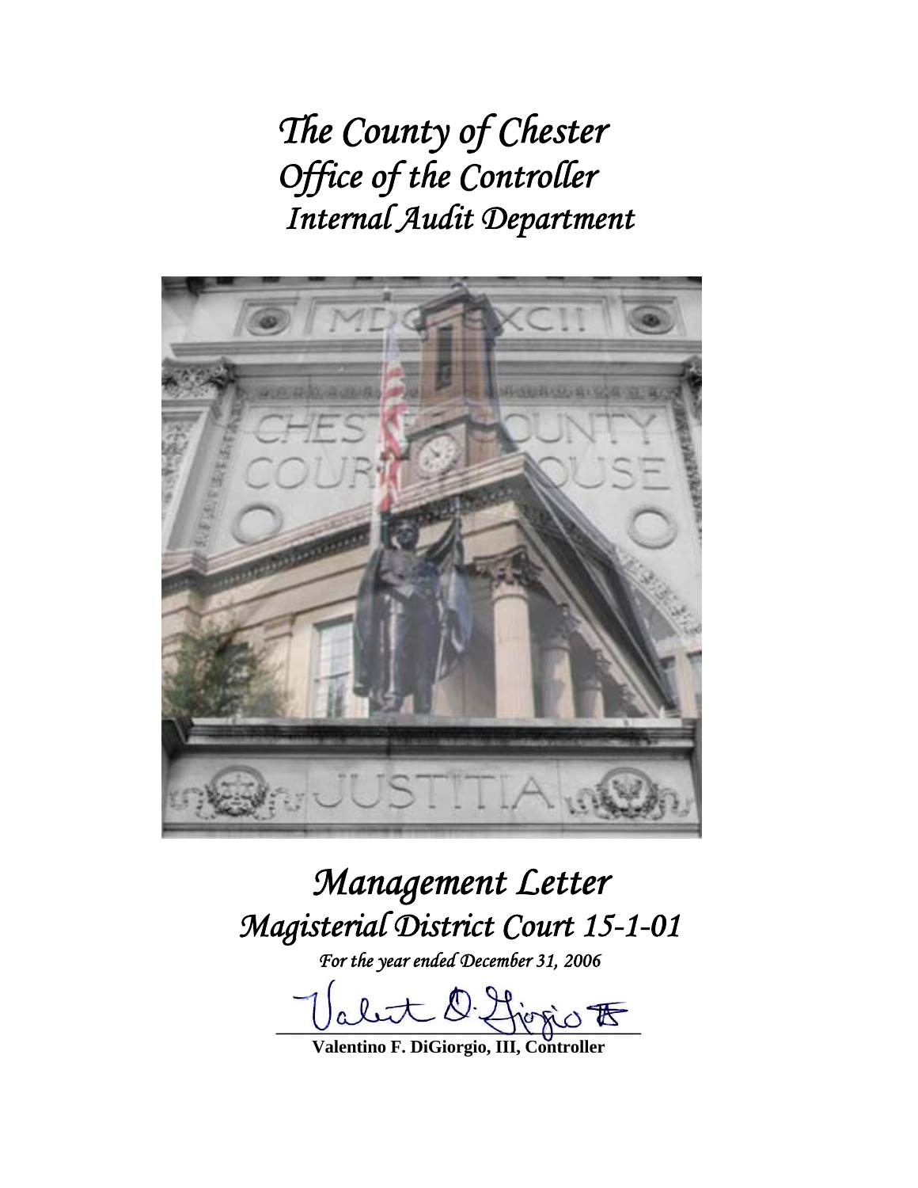# *The County of Chester*
# *Office of the Controller*
## *Internal Audit Department*

# *Management Letter*
# *Magisterial District Court 15-1-01*

*For the year ended December 31, 2006*

**Valentino F. DiGiorgio, III, Controller**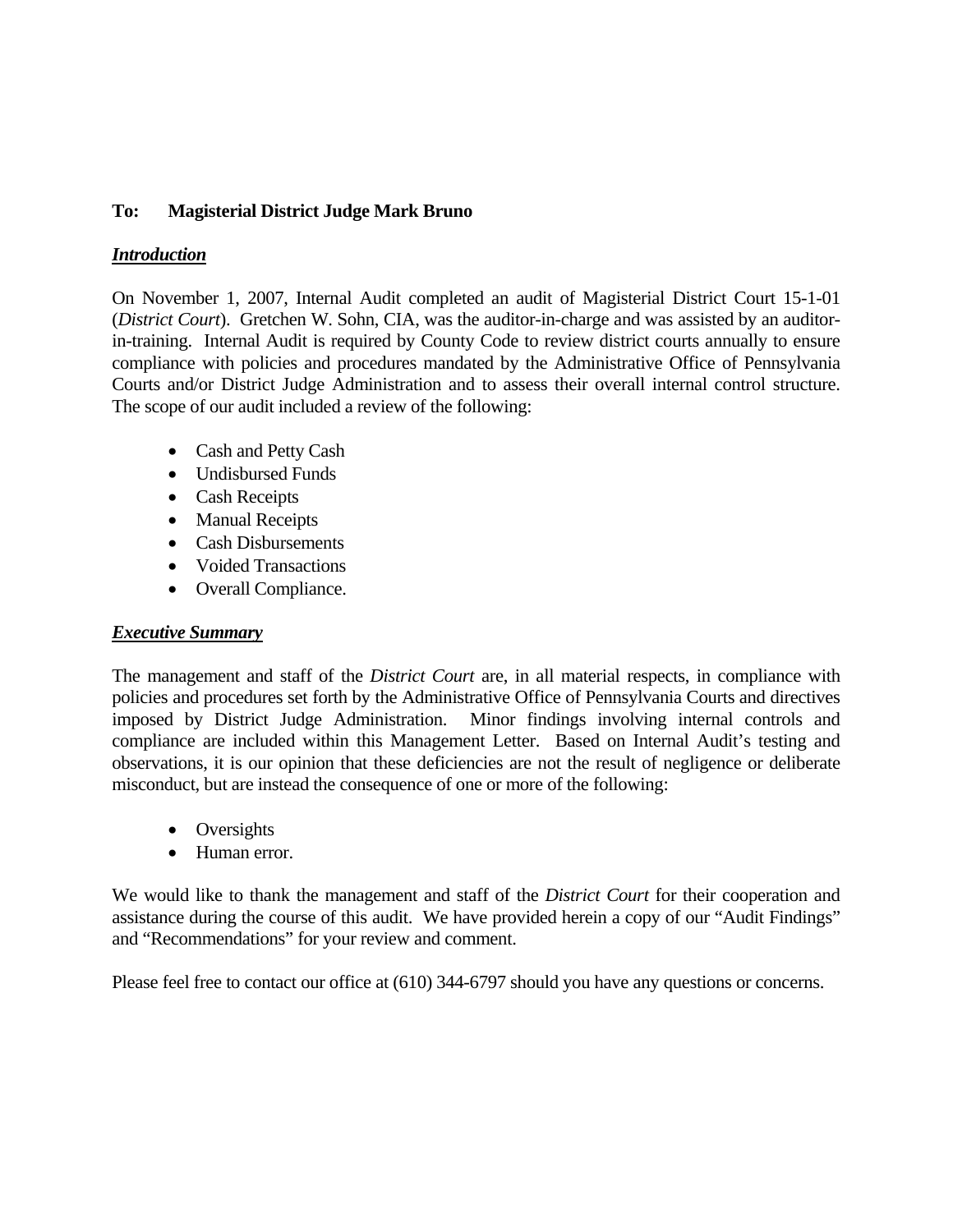**To: Magisterial District Judge Mark Bruno**

***Introduction***

On November 1, 2007, Internal Audit completed an audit of Magisterial District Court 15-1-01 (*District Court*). Gretchen W. Sohn, CIA, was the auditor-in-charge and was assisted by an auditor-in-training. Internal Audit is required by County Code to review district courts annually to ensure compliance with policies and procedures mandated by the Administrative Office of Pennsylvania Courts and/or District Judge Administration and to assess their overall internal control structure. The scope of our audit included a review of the following:

- Cash and Petty Cash
- Undisbursed Funds
- Cash Receipts
- Manual Receipts
- Cash Disbursements
- Voided Transactions
- Overall Compliance.

***Executive Summary***

The management and staff of the *District Court* are, in all material respects, in compliance with policies and procedures set forth by the Administrative Office of Pennsylvania Courts and directives imposed by District Judge Administration. Minor findings involving internal controls and compliance are included within this Management Letter. Based on Internal Audit's testing and observations, it is our opinion that these deficiencies are not the result of negligence or deliberate misconduct, but are instead the consequence of one or more of the following:

- Oversights
- Human error.

We would like to thank the management and staff of the *District Court* for their cooperation and assistance during the course of this audit. We have provided herein a copy of our "Audit Findings" and "Recommendations" for your review and comment.

Please feel free to contact our office at (610) 344-6797 should you have any questions or concerns.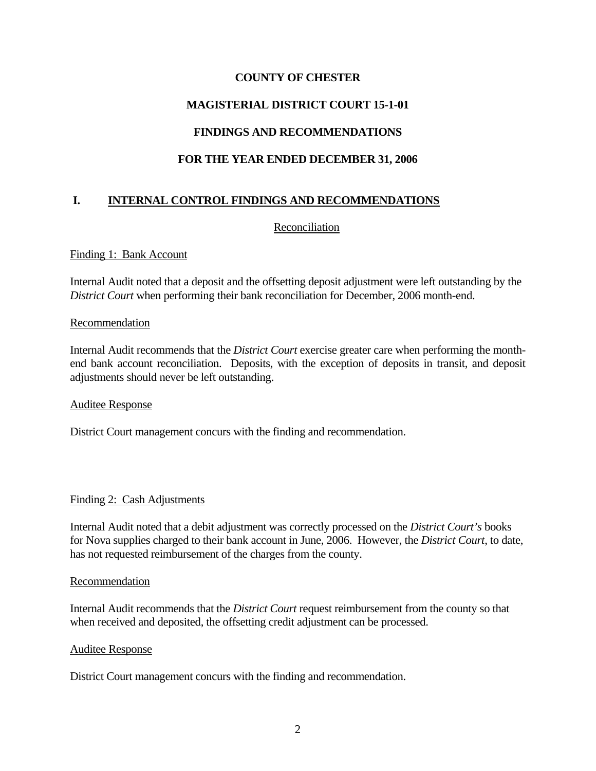**COUNTY OF CHESTER**

**MAGISTERIAL DISTRICT COURT 15-1-01**

**FINDINGS AND RECOMMENDATIONS**

**FOR THE YEAR ENDED DECEMBER 31, 2006**

## I. INTERNAL CONTROL FINDINGS AND RECOMMENDATIONS

### Reconciliation

Finding 1: Bank Account

Internal Audit noted that a deposit and the offsetting deposit adjustment were left outstanding by the *District Court* when performing their bank reconciliation for December, 2006 month-end.

Recommendation

Internal Audit recommends that the *District Court* exercise greater care when performing the month-end bank account reconciliation. Deposits, with the exception of deposits in transit, and deposit adjustments should never be left outstanding.

Auditee Response

District Court management concurs with the finding and recommendation.

Finding 2: Cash Adjustments

Internal Audit noted that a debit adjustment was correctly processed on the *District Court's* books for Nova supplies charged to their bank account in June, 2006. However, the *District Court*, to date, has not requested reimbursement of the charges from the county.

Recommendation

Internal Audit recommends that the *District Court* request reimbursement from the county so that when received and deposited, the offsetting credit adjustment can be processed.

Auditee Response

District Court management concurs with the finding and recommendation.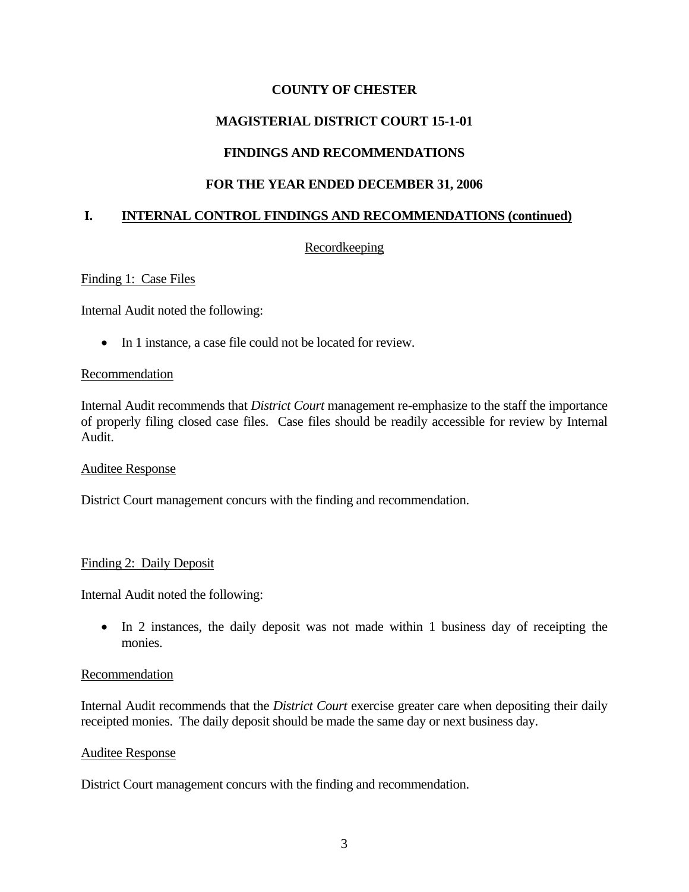**COUNTY OF CHESTER**

**MAGISTERIAL DISTRICT COURT 15-1-01**

**FINDINGS AND RECOMMENDATIONS**

**FOR THE YEAR ENDED DECEMBER 31, 2006**

## I. INTERNAL CONTROL FINDINGS AND RECOMMENDATIONS (continued)

### Recordkeeping

#### Finding 1: Case Files

Internal Audit noted the following:

- In 1 instance, a case file could not be located for review.

#### Recommendation

Internal Audit recommends that *District Court* management re-emphasize to the staff the importance of properly filing closed case files. Case files should be readily accessible for review by Internal Audit.

#### Auditee Response

District Court management concurs with the finding and recommendation.

#### Finding 2: Daily Deposit

Internal Audit noted the following:

- In 2 instances, the daily deposit was not made within 1 business day of receipting the monies.

#### Recommendation

Internal Audit recommends that the *District Court* exercise greater care when depositing their daily receipted monies. The daily deposit should be made the same day or next business day.

#### Auditee Response

District Court management concurs with the finding and recommendation.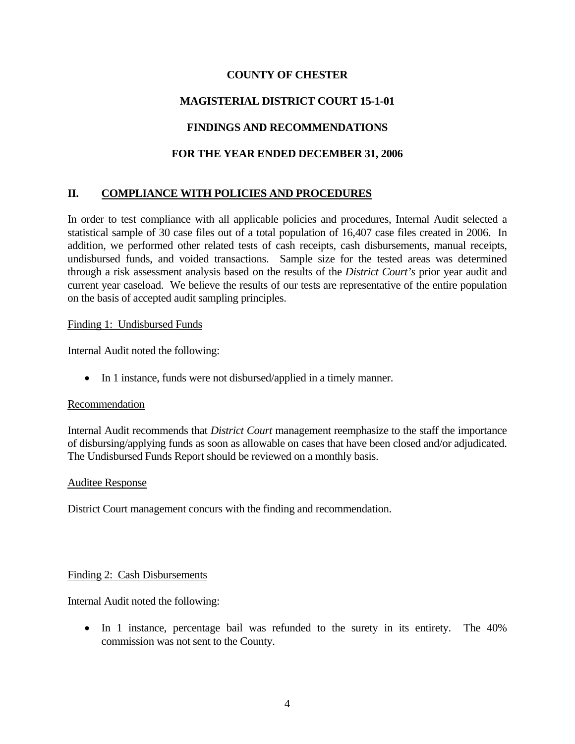**COUNTY OF CHESTER**

**MAGISTERIAL DISTRICT COURT 15-1-01**

**FINDINGS AND RECOMMENDATIONS**

**FOR THE YEAR ENDED DECEMBER 31, 2006**

## II. COMPLIANCE WITH POLICIES AND PROCEDURES

In order to test compliance with all applicable policies and procedures, Internal Audit selected a statistical sample of 30 case files out of a total population of 16,407 case files created in 2006. In addition, we performed other related tests of cash receipts, cash disbursements, manual receipts, undisbursed funds, and voided transactions. Sample size for the tested areas was determined through a risk assessment analysis based on the results of the *District Court's* prior year audit and current year caseload. We believe the results of our tests are representative of the entire population on the basis of accepted audit sampling principles.

Finding 1: Undisbursed Funds

Internal Audit noted the following:

- In 1 instance, funds were not disbursed/applied in a timely manner.

Recommendation

Internal Audit recommends that *District Court* management reemphasize to the staff the importance of disbursing/applying funds as soon as allowable on cases that have been closed and/or adjudicated. The Undisbursed Funds Report should be reviewed on a monthly basis.

Auditee Response

District Court management concurs with the finding and recommendation.

Finding 2: Cash Disbursements

Internal Audit noted the following:

- In 1 instance, percentage bail was refunded to the surety in its entirety. The 40% commission was not sent to the County.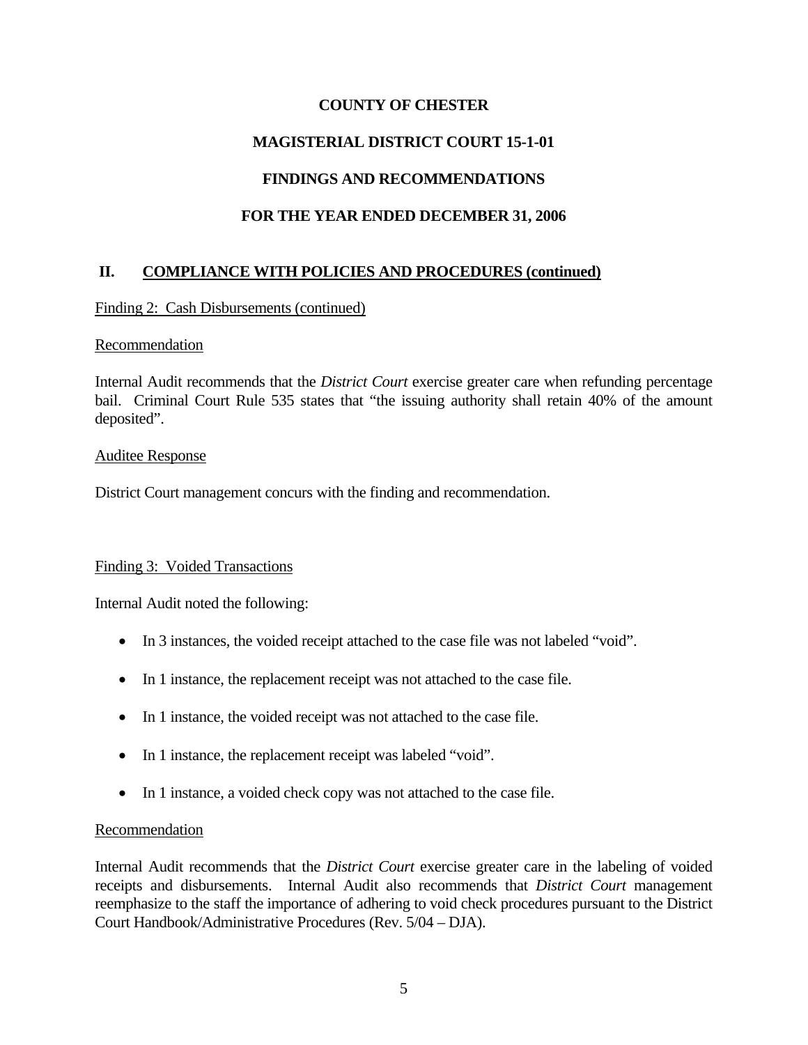**COUNTY OF CHESTER**

**MAGISTERIAL DISTRICT COURT 15-1-01**

**FINDINGS AND RECOMMENDATIONS**

**FOR THE YEAR ENDED DECEMBER 31, 2006**

## II. COMPLIANCE WITH POLICIES AND PROCEDURES (continued)

Finding 2: Cash Disbursements (continued)

Recommendation

Internal Audit recommends that the *District Court* exercise greater care when refunding percentage bail. Criminal Court Rule 535 states that "the issuing authority shall retain 40% of the amount deposited".

Auditee Response

District Court management concurs with the finding and recommendation.

Finding 3: Voided Transactions

Internal Audit noted the following:

- In 3 instances, the voided receipt attached to the case file was not labeled "void".
- In 1 instance, the replacement receipt was not attached to the case file.
- In 1 instance, the voided receipt was not attached to the case file.
- In 1 instance, the replacement receipt was labeled "void".
- In 1 instance, a voided check copy was not attached to the case file.

Recommendation

Internal Audit recommends that the *District Court* exercise greater care in the labeling of voided receipts and disbursements. Internal Audit also recommends that *District Court* management reemphasize to the staff the importance of adhering to void check procedures pursuant to the District Court Handbook/Administrative Procedures (Rev. 5/04 – DJA).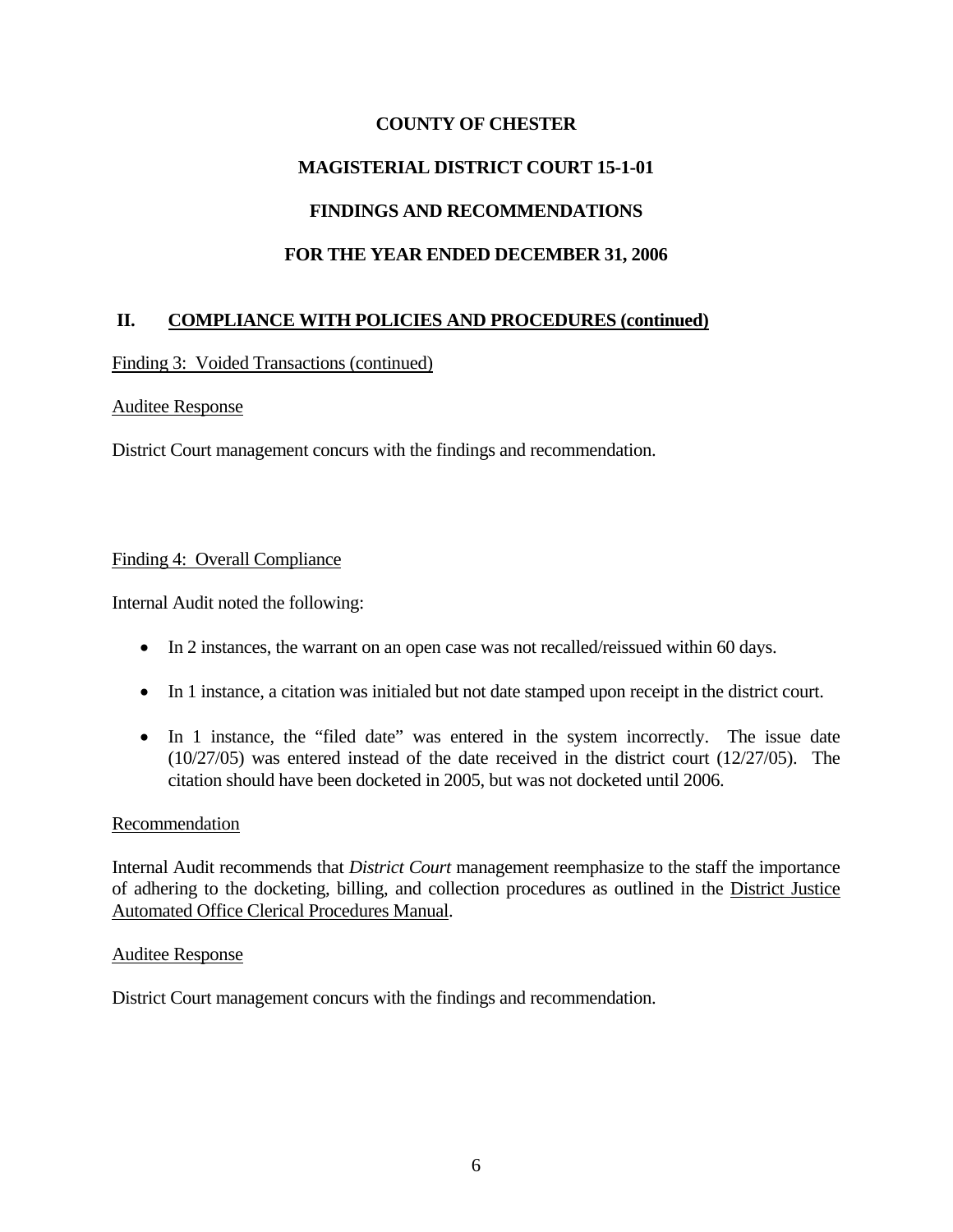**COUNTY OF CHESTER**

**MAGISTERIAL DISTRICT COURT 15-1-01**

**FINDINGS AND RECOMMENDATIONS**

**FOR THE YEAR ENDED DECEMBER 31, 2006**

## II. COMPLIANCE WITH POLICIES AND PROCEDURES (continued)

Finding 3: Voided Transactions (continued)

Auditee Response

District Court management concurs with the findings and recommendation.

Finding 4: Overall Compliance

Internal Audit noted the following:

- In 2 instances, the warrant on an open case was not recalled/reissued within 60 days.
- In 1 instance, a citation was initialed but not date stamped upon receipt in the district court.
- In 1 instance, the "filed date" was entered in the system incorrectly. The issue date (10/27/05) was entered instead of the date received in the district court (12/27/05). The citation should have been docketed in 2005, but was not docketed until 2006.

Recommendation

Internal Audit recommends that *District Court* management reemphasize to the staff the importance of adhering to the docketing, billing, and collection procedures as outlined in the District Justice Automated Office Clerical Procedures Manual.

Auditee Response

District Court management concurs with the findings and recommendation.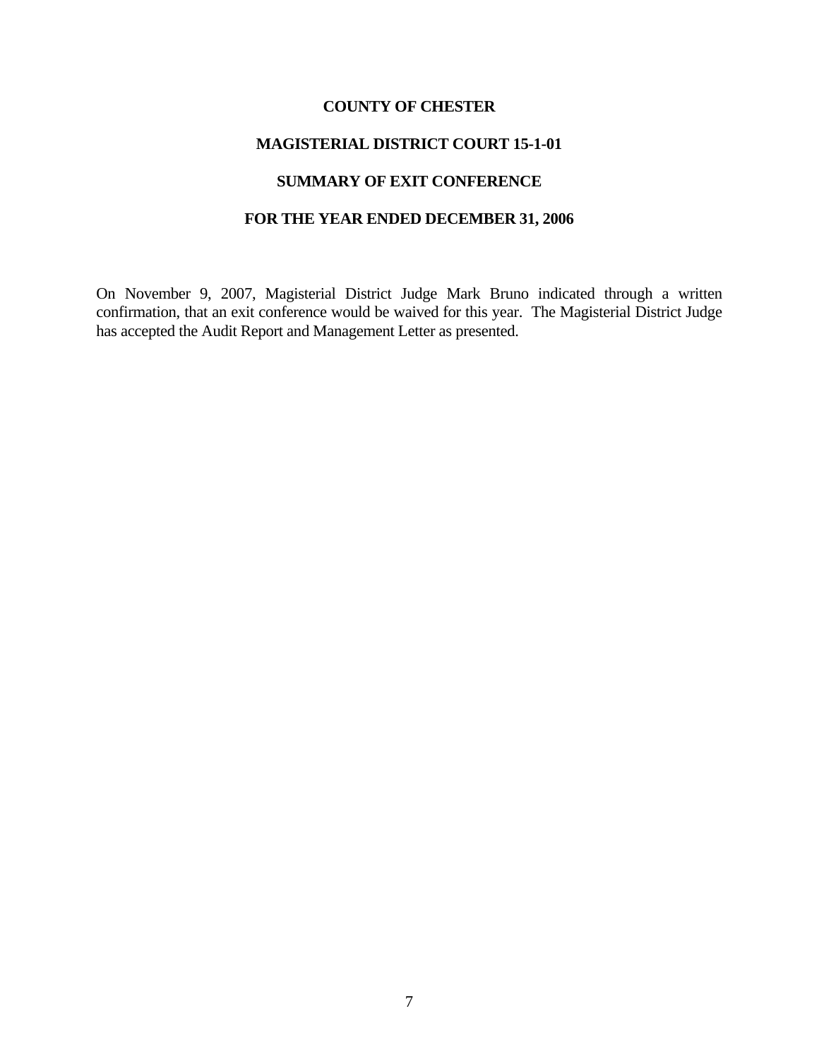**COUNTY OF CHESTER**

**MAGISTERIAL DISTRICT COURT 15-1-01**

**SUMMARY OF EXIT CONFERENCE**

**FOR THE YEAR ENDED DECEMBER 31, 2006**

On November 9, 2007, Magisterial District Judge Mark Bruno indicated through a written confirmation, that an exit conference would be waived for this year. The Magisterial District Judge has accepted the Audit Report and Management Letter as presented.